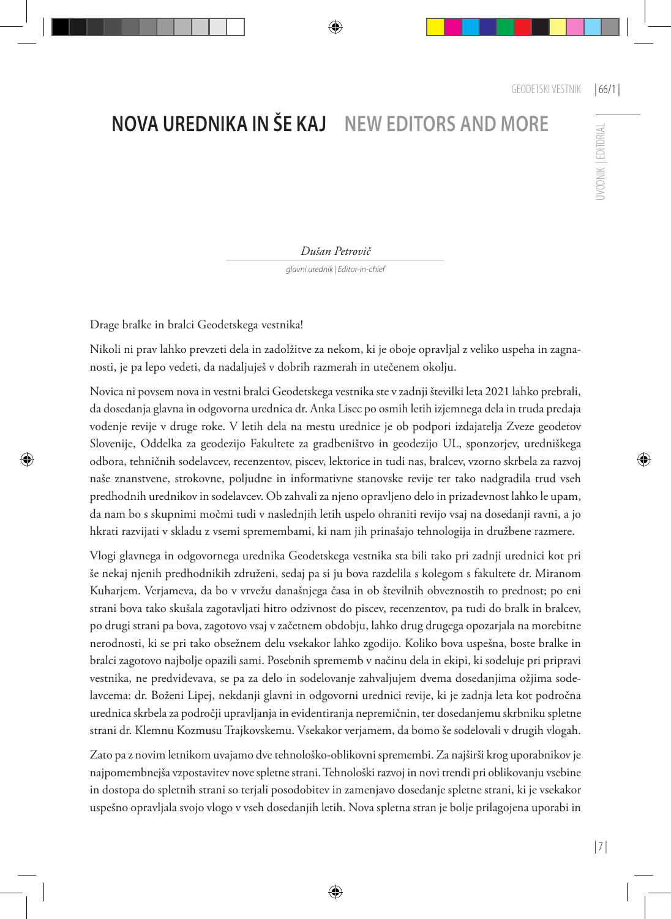# NOVA UREDNIKA IN ŠE KAJ NEW EDITORS AND MORE

*Dušan Petrovič*

*glavni urednik | Editor-in-chief*

Drage bralke in bralci Geodetskega vestnika!

Nikoli ni prav lahko prevzeti dela in zadolžitve za nekom, ki je oboje opravljal z veliko uspeha in zagnanosti, je pa lepo vedeti, da nadaljuješ v dobrih razmerah in utečenem okolju.

Novica ni povsem nova in vestni bralci Geodetskega vestnika ste v zadnji številki leta 2021 lahko prebrali, da dosedanja glavna in odgovorna urednica dr. Anka Lisec po osmih letih izjemnega dela in truda predaja vodenje revije v druge roke. V letih dela na mestu urednice je ob podpori izdajatelja Zveze geodetov Slovenije, Oddelka za geodezijo Fakultete za gradbeništvo in geodezijo UL, sponzorjev, uredniškega odbora, tehničnih sodelavcev, recenzentov, piscev, lektorice in tudi nas, bralcev, vzorno skrbela za razvoj naše znanstvene, strokovne, poljudne in informativne stanovske revije ter tako nadgradila trud vseh predhodnih urednikov in sodelavcev. Ob zahvali za njeno opravljeno delo in prizadevnost lahko le upam, da nam bo s skupnimi močmi tudi v naslednjih letih uspelo ohraniti revijo vsaj na dosedanji ravni, a jo hkrati razvijati v skladu z vsemi spremembami, ki nam jih prinašajo tehnologija in družbene razmere.

Vlogi glavnega in odgovornega urednika Geodetskega vestnika sta bili tako pri zadnji urednici kot pri še nekaj njenih predhodnikih združeni, sedaj pa si ju bova razdelila s kolegom s fakultete dr. Miranom Kuharjem. Verjameva, da bo v vrvežu današnjega časa in ob številnih obveznostih to prednost; po eni strani bova tako skušala zagotavljati hitro odzivnost do piscev, recenzentov, pa tudi do bralk in bralcev, po drugi strani pa bova, zagotovo vsaj v začetnem obdobju, lahko drug drugega opozarjala na morebitne nerodnosti, ki se pri tako obsežnem delu vsekakor lahko zgodijo. Koliko bova uspešna, boste bralke in bralci zagotovo najbolje opazili sami. Posebnih sprememb v načinu dela in ekipi, ki sodeluje pri pripravi vestnika, ne predvidevava, se pa za delo in sodelovanje zahvaljujem dvema dosedanjima ožjima sodelavcema: dr. Boženi Lipej, nekdanji glavni in odgovorni urednici revije, ki je zadnja leta kot področna urednica skrbela za področji upravljanja in evidentiranja nepremičnin, ter dosedanjemu skrbniku spletne strani dr. Klemnu Kozmusu Trajkovskemu. Vsekakor verjamem, da bomo še sodelovali v drugih vlogah.

Zato pa z novim letnikom uvajamo dve tehnološko-oblikovni spremembi. Za najširši krog uporabnikov je najpomembnejša vzpostavitev nove spletne strani. Tehnološki razvoj in novi trendi pri oblikovanju vsebine in dostopa do spletnih strani so terjali posodobitev in zamenjavo dosedanje spletne strani, ki je vsekakor uspešno opravljala svojo vlogo v vseh dosedanjih letih. Nova spletna stran je bolje prilagojena uporabi in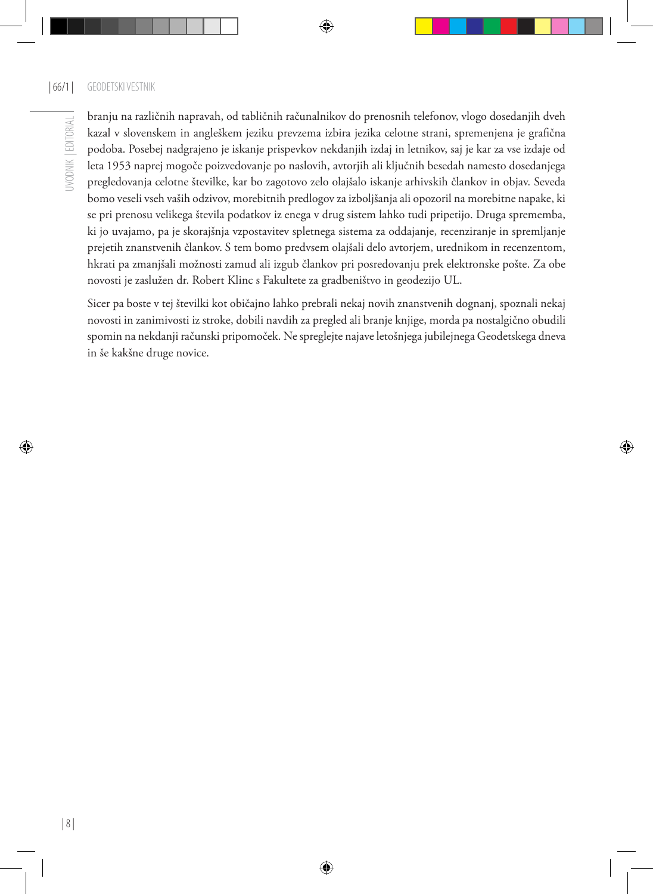branju na različnih napravah, od tabličnih računalnikov do prenosnih telefonov, vlogo dosedanjih dveh kazal v slovenskem in angleškem jeziku prevzema izbira jezika celotne strani, spremenjena je grafična podoba. Posebej nadgrajeno je iskanje prispevkov nekdanjih izdaj in letnikov, saj je kar za vse izdaje od leta 1953 naprej mogoče poizvedovanje po naslovih, avtorjih ali ključnih besedah namesto dosedanjega pregledovanja celotne številke, kar bo zagotovo zelo olajšalo iskanje arhivskih člankov in objav. Seveda bomo veseli vseh vaših odzivov, morebitnih predlogov za izboljšanja ali opozoril na morebitne napake, ki se pri prenosu velikega števila podatkov iz enega v drug sistem lahko tudi pripetijo. Druga sprememba, ki jo uvajamo, pa je skorajšnja vzpostavitev spletnega sistema za oddajanje, recenziranje in spremljanje prejetih znanstvenih člankov. S tem bomo predvsem olajšali delo avtorjem, urednikom in recenzentom, hkrati pa zmanjšali možnosti zamud ali izgub člankov pri posredovanju prek elektronske pošte. Za obe novosti je zaslužen dr. Robert Klinc s Fakultete za gradbeništvo in geodezijo UL.

Sicer pa boste v tej številki kot običajno lahko prebrali nekaj novih znanstvenih dognanj, spoznali nekaj novosti in zanimivosti iz stroke, dobili navdih za pregled ali branje knjige, morda pa nostalgično obudili spomin na nekdanji računski pripomoček. Ne spreglejte najave letošnjega jubilejnega Geodetskega dneva in še kakšne druge novice.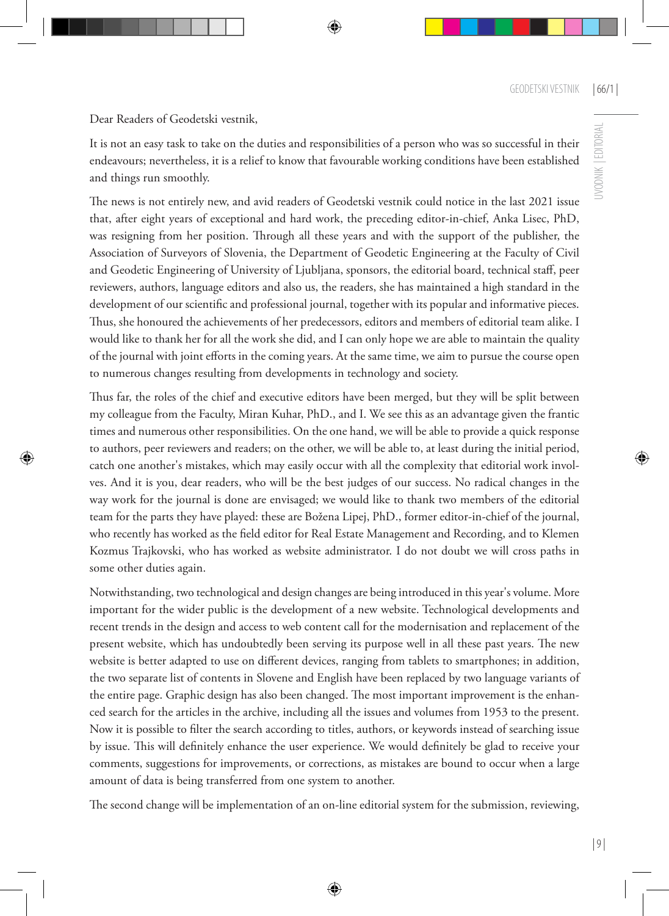Dear Readers of Geodetski vestnik,

It is not an easy task to take on the duties and responsibilities of a person who was so successful in their endeavours; nevertheless, it is a relief to know that favourable working conditions have been established and things run smoothly.

The news is not entirely new, and avid readers of Geodetski vestnik could notice in the last 2021 issue that, after eight years of exceptional and hard work, the preceding editor-in-chief, Anka Lisec, PhD, was resigning from her position. Through all these years and with the support of the publisher, the Association of Surveyors of Slovenia, the Department of Geodetic Engineering at the Faculty of Civil and Geodetic Engineering of University of Ljubljana, sponsors, the editorial board, technical staff, peer reviewers, authors, language editors and also us, the readers, she has maintained a high standard in the development of our scientific and professional journal, together with its popular and informative pieces. Thus, she honoured the achievements of her predecessors, editors and members of editorial team alike. I would like to thank her for all the work she did, and I can only hope we are able to maintain the quality of the journal with joint efforts in the coming years. At the same time, we aim to pursue the course open to numerous changes resulting from developments in technology and society.

Thus far, the roles of the chief and executive editors have been merged, but they will be split between my colleague from the Faculty, Miran Kuhar, PhD., and I. We see this as an advantage given the frantic times and numerous other responsibilities. On the one hand, we will be able to provide a quick response to authors, peer reviewers and readers; on the other, we will be able to, at least during the initial period, catch one another's mistakes, which may easily occur with all the complexity that editorial work involves. And it is you, dear readers, who will be the best judges of our success. No radical changes in the way work for the journal is done are envisaged; we would like to thank two members of the editorial team for the parts they have played: these are Božena Lipej, PhD., former editor-in-chief of the journal, who recently has worked as the field editor for Real Estate Management and Recording, and to Klemen Kozmus Trajkovski, who has worked as website administrator. I do not doubt we will cross paths in some other duties again.

Notwithstanding, two technological and design changes are being introduced in this year's volume. More important for the wider public is the development of a new website. Technological developments and recent trends in the design and access to web content call for the modernisation and replacement of the present website, which has undoubtedly been serving its purpose well in all these past years. The new website is better adapted to use on different devices, ranging from tablets to smartphones; in addition, the two separate list of contents in Slovene and English have been replaced by two language variants of the entire page. Graphic design has also been changed. The most important improvement is the enhanced search for the articles in the archive, including all the issues and volumes from 1953 to the present. Now it is possible to filter the search according to titles, authors, or keywords instead of searching issue by issue. This will definitely enhance the user experience. We would definitely be glad to receive your comments, suggestions for improvements, or corrections, as mistakes are bound to occur when a large amount of data is being transferred from one system to another.

The second change will be implementation of an on-line editorial system for the submission, reviewing,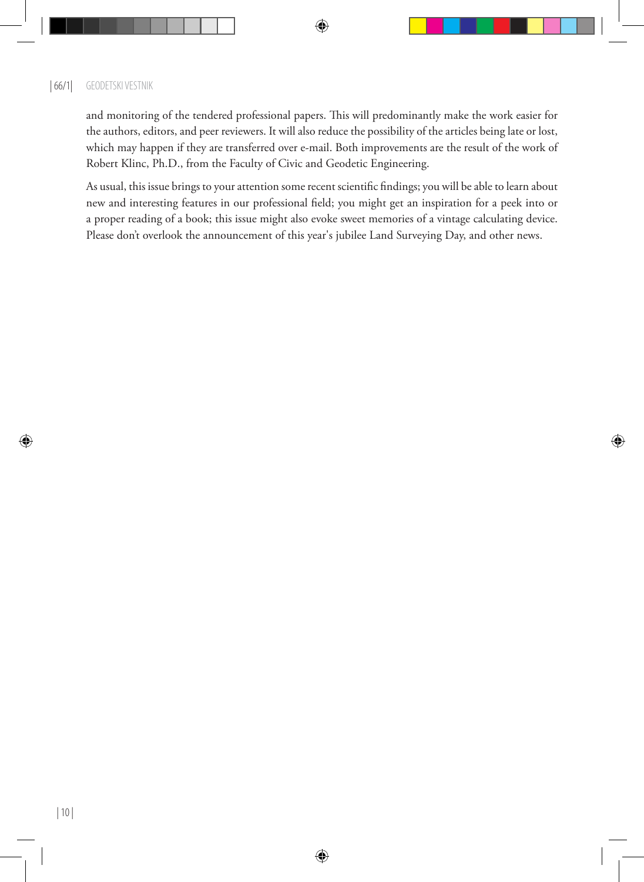and monitoring of the tendered professional papers. This will predominantly make the work easier for the authors, editors, and peer reviewers. It will also reduce the possibility of the articles being late or lost, which may happen if they are transferred over e-mail. Both improvements are the result of the work of Robert Klinc, Ph.D., from the Faculty of Civic and Geodetic Engineering.

As usual, this issue brings to your attention some recent scientific findings; you will be able to learn about new and interesting features in our professional field; you might get an inspiration for a peek into or a proper reading of a book; this issue might also evoke sweet memories of a vintage calculating device. Please don't overlook the announcement of this year's jubilee Land Surveying Day, and other news.